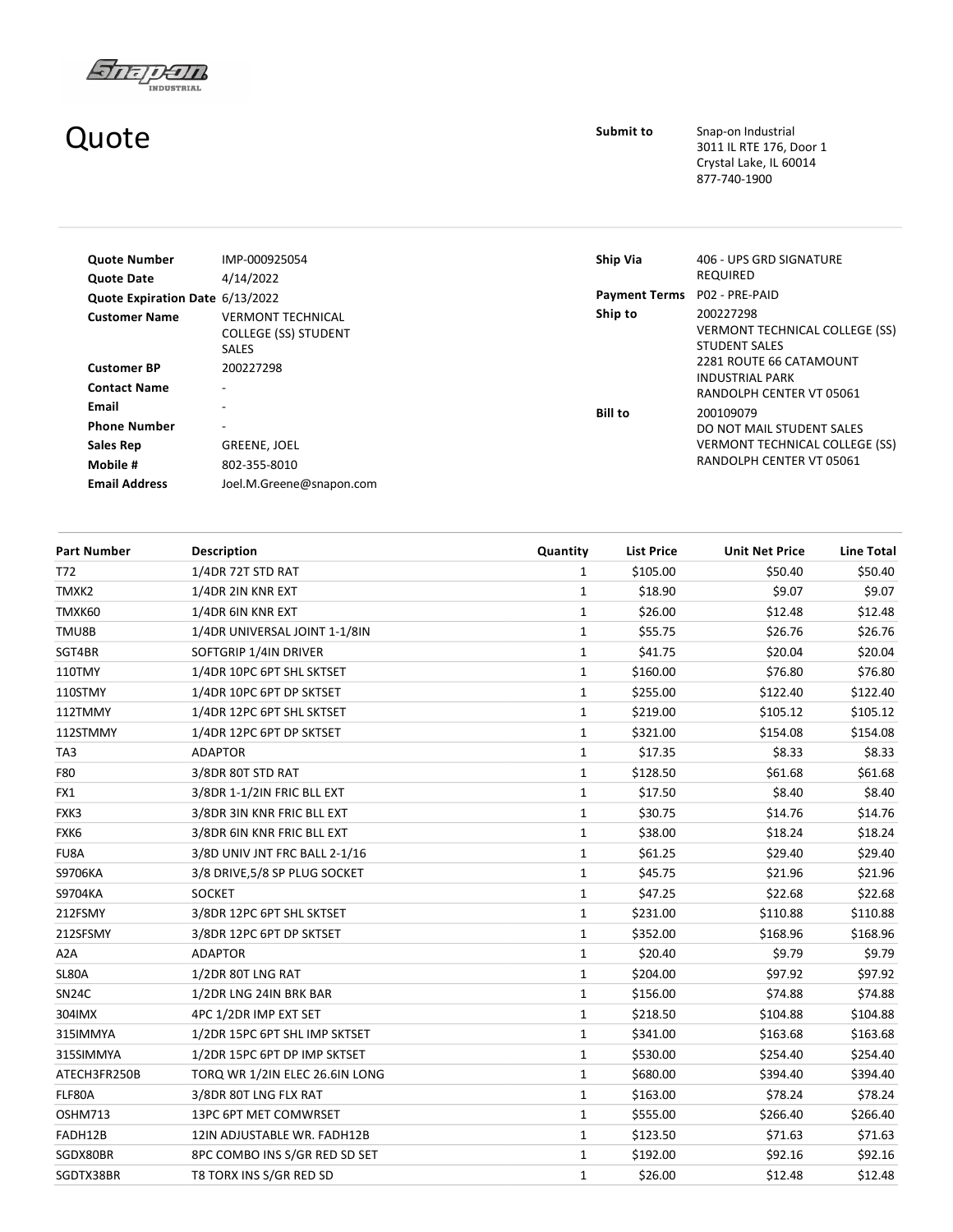# Quote

**Submit to**
Snap-on Industrial
3011 IL RTE 176, Door 1
Crystal Lake, IL 60014
877-740-1900

| | |
|---|---|
| **Quote Number** | IMP-000925054 |
| **Quote Date** | 4/14/2022 |
| **Quote Expiration Date** | 6/13/2022 |
| **Customer Name** | VERMONT TECHNICAL COLLEGE (SS) STUDENT SALES |
| **Customer BP** | 200227298 |
| **Contact Name** | - |
| **Email** | - |
| **Phone Number** | - |
| **Sales Rep** | GREENE, JOEL |
| **Mobile #** | 802-355-8010 |
| **Email Address** | Joel.M.Greene@snapon.com |

| | |
|---|---|
| **Ship Via** | 406 - UPS GRD SIGNATURE REQUIRED |
| **Payment Terms** | P02 - PRE-PAID |
| **Ship to** | 200227298<br>VERMONT TECHNICAL COLLEGE (SS) STUDENT SALES<br>2281 ROUTE 66 CATAMOUNT INDUSTRIAL PARK<br>RANDOLPH CENTER VT 05061 |
| **Bill to** | 200109079<br>DO NOT MAIL STUDENT SALES<br>VERMONT TECHNICAL COLLEGE (SS)<br>RANDOLPH CENTER VT 05061 |

| Part Number | Description | Quantity | List Price | Unit Net Price | Line Total |
|---|---|---|---|---|---|
| T72 | 1/4DR 72T STD RAT | 1 | $105.00 | $50.40 | $50.40 |
| TMXK2 | 1/4DR 2IN KNR EXT | 1 | $18.90 | $9.07 | $9.07 |
| TMXK60 | 1/4DR 6IN KNR EXT | 1 | $26.00 | $12.48 | $12.48 |
| TMU8B | 1/4DR UNIVERSAL JOINT 1-1/8IN | 1 | $55.75 | $26.76 | $26.76 |
| SGT4BR | SOFTGRIP 1/4IN DRIVER | 1 | $41.75 | $20.04 | $20.04 |
| 110TMY | 1/4DR 10PC 6PT SHL SKTSET | 1 | $160.00 | $76.80 | $76.80 |
| 110STMY | 1/4DR 10PC 6PT DP SKTSET | 1 | $255.00 | $122.40 | $122.40 |
| 112TMMY | 1/4DR 12PC 6PT SHL SKTSET | 1 | $219.00 | $105.12 | $105.12 |
| 112STMMY | 1/4DR 12PC 6PT DP SKTSET | 1 | $321.00 | $154.08 | $154.08 |
| TA3 | ADAPTOR | 1 | $17.35 | $8.33 | $8.33 |
| F80 | 3/8DR 80T STD RAT | 1 | $128.50 | $61.68 | $61.68 |
| FX1 | 3/8DR 1-1/2IN FRIC BLL EXT | 1 | $17.50 | $8.40 | $8.40 |
| FXK3 | 3/8DR 3IN KNR FRIC BLL EXT | 1 | $30.75 | $14.76 | $14.76 |
| FXK6 | 3/8DR 6IN KNR FRIC BLL EXT | 1 | $38.00 | $18.24 | $18.24 |
| FU8A | 3/8D UNIV JNT FRC BALL 2-1/16 | 1 | $61.25 | $29.40 | $29.40 |
| S9706KA | 3/8 DRIVE,5/8 SP PLUG SOCKET | 1 | $45.75 | $21.96 | $21.96 |
| S9704KA | SOCKET | 1 | $47.25 | $22.68 | $22.68 |
| 212FSMY | 3/8DR 12PC 6PT SHL SKTSET | 1 | $231.00 | $110.88 | $110.88 |
| 212SFSMY | 3/8DR 12PC 6PT DP SKTSET | 1 | $352.00 | $168.96 | $168.96 |
| A2A | ADAPTOR | 1 | $20.40 | $9.79 | $9.79 |
| SL80A | 1/2DR 80T LNG RAT | 1 | $204.00 | $97.92 | $97.92 |
| SN24C | 1/2DR LNG 24IN BRK BAR | 1 | $156.00 | $74.88 | $74.88 |
| 304IMX | 4PC 1/2DR IMP EXT SET | 1 | $218.50 | $104.88 | $104.88 |
| 315IMMYA | 1/2DR 15PC 6PT SHL IMP SKTSET | 1 | $341.00 | $163.68 | $163.68 |
| 315SIMMYA | 1/2DR 15PC 6PT DP IMP SKTSET | 1 | $530.00 | $254.40 | $254.40 |
| ATECH3FR250B | TORQ WR 1/2IN ELEC 26.6IN LONG | 1 | $680.00 | $394.40 | $394.40 |
| FLF80A | 3/8DR 80T LNG FLX RAT | 1 | $163.00 | $78.24 | $78.24 |
| OSHM713 | 13PC 6PT MET COMWRSET | 1 | $555.00 | $266.40 | $266.40 |
| FADH12B | 12IN ADJUSTABLE WR. FADH12B | 1 | $123.50 | $71.63 | $71.63 |
| SGDX80BR | 8PC COMBO INS S/GR RED SD SET | 1 | $192.00 | $92.16 | $92.16 |
| SGDTX38BR | T8 TORX INS S/GR RED SD | 1 | $26.00 | $12.48 | $12.48 |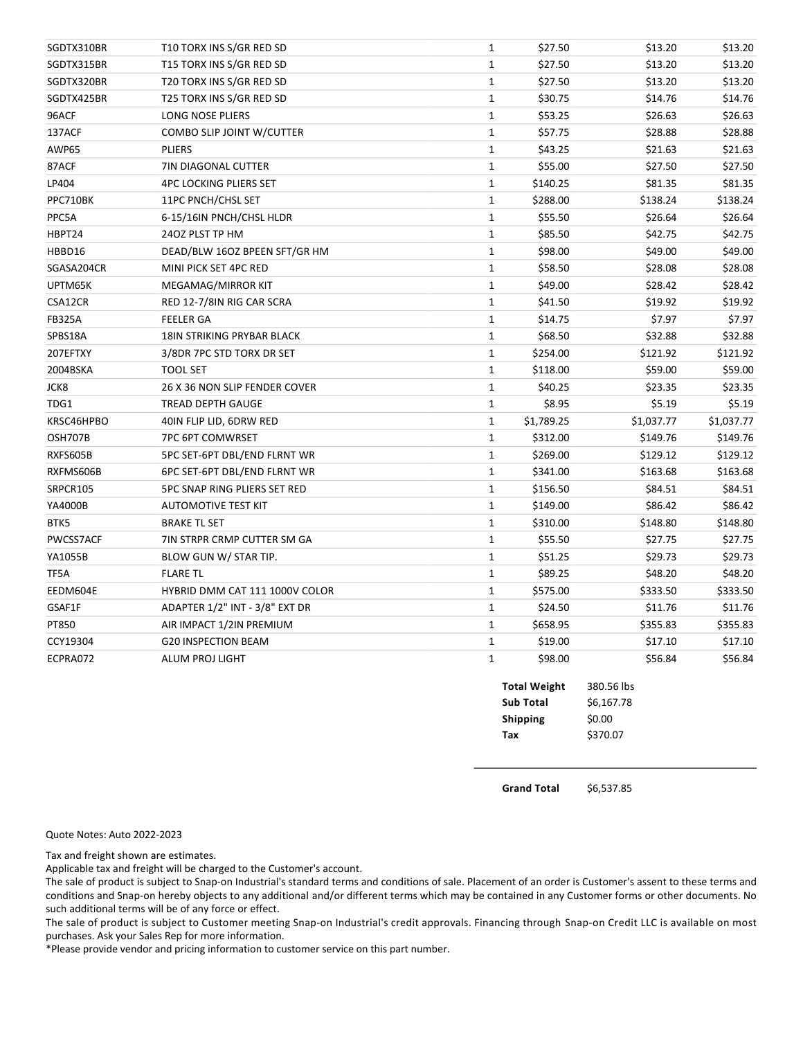| | | | | | |
|---|---|---|---|---|---|
| SGDTX310BR | T10 TORX INS S/GR RED SD | 1 | $27.50 | $13.20 | $13.20 |
| SGDTX315BR | T15 TORX INS S/GR RED SD | 1 | $27.50 | $13.20 | $13.20 |
| SGDTX320BR | T20 TORX INS S/GR RED SD | 1 | $27.50 | $13.20 | $13.20 |
| SGDTX425BR | T25 TORX INS S/GR RED SD | 1 | $30.75 | $14.76 | $14.76 |
| 96ACF | LONG NOSE PLIERS | 1 | $53.25 | $26.63 | $26.63 |
| 137ACF | COMBO SLIP JOINT W/CUTTER | 1 | $57.75 | $28.88 | $28.88 |
| AWP65 | PLIERS | 1 | $43.25 | $21.63 | $21.63 |
| 87ACF | 7IN DIAGONAL CUTTER | 1 | $55.00 | $27.50 | $27.50 |
| LP404 | 4PC LOCKING PLIERS SET | 1 | $140.25 | $81.35 | $81.35 |
| PPC710BK | 11PC PNCH/CHSL SET | 1 | $288.00 | $138.24 | $138.24 |
| PPC5A | 6-15/16IN PNCH/CHSL HLDR | 1 | $55.50 | $26.64 | $26.64 |
| HBPT24 | 24OZ PLST TP HM | 1 | $85.50 | $42.75 | $42.75 |
| HBBD16 | DEAD/BLW 16OZ BPEEN SFT/GR HM | 1 | $98.00 | $49.00 | $49.00 |
| SGASA204CR | MINI PICK SET 4PC RED | 1 | $58.50 | $28.08 | $28.08 |
| UPTM65K | MEGAMAG/MIRROR KIT | 1 | $49.00 | $28.42 | $28.42 |
| CSA12CR | RED 12-7/8IN RIG CAR SCRA | 1 | $41.50 | $19.92 | $19.92 |
| FB325A | FEELER GA | 1 | $14.75 | $7.97 | $7.97 |
| SPBS18A | 18IN STRIKING PRYBAR BLACK | 1 | $68.50 | $32.88 | $32.88 |
| 207EFTXY | 3/8DR 7PC STD TORX DR SET | 1 | $254.00 | $121.92 | $121.92 |
| 2004BSKA | TOOL SET | 1 | $118.00 | $59.00 | $59.00 |
| JCK8 | 26 X 36 NON SLIP FENDER COVER | 1 | $40.25 | $23.35 | $23.35 |
| TDG1 | TREAD DEPTH GAUGE | 1 | $8.95 | $5.19 | $5.19 |
| KRSC46HPBO | 40IN FLIP LID, 6DRW RED | 1 | $1,789.25 | $1,037.77 | $1,037.77 |
| OSH707B | 7PC 6PT COMWRSET | 1 | $312.00 | $149.76 | $149.76 |
| RXFS605B | 5PC SET-6PT DBL/END FLRNT WR | 1 | $269.00 | $129.12 | $129.12 |
| RXFMS606B | 6PC SET-6PT DBL/END FLRNT WR | 1 | $341.00 | $163.68 | $163.68 |
| SRPCR105 | 5PC SNAP RING PLIERS SET RED | 1 | $156.50 | $84.51 | $84.51 |
| YA4000B | AUTOMOTIVE TEST KIT | 1 | $149.00 | $86.42 | $86.42 |
| BTK5 | BRAKE TL SET | 1 | $310.00 | $148.80 | $148.80 |
| PWCSS7ACF | 7IN STRPR CRMP CUTTER SM GA | 1 | $55.50 | $27.75 | $27.75 |
| YA1055B | BLOW GUN W/ STAR TIP. | 1 | $51.25 | $29.73 | $29.73 |
| TF5A | FLARE TL | 1 | $89.25 | $48.20 | $48.20 |
| EEDM604E | HYBRID DMM CAT 111 1000V COLOR | 1 | $575.00 | $333.50 | $333.50 |
| GSAF1F | ADAPTER 1/2" INT - 3/8" EXT DR | 1 | $24.50 | $11.76 | $11.76 |
| PT850 | AIR IMPACT 1/2IN PREMIUM | 1 | $658.95 | $355.83 | $355.83 |
| CCY19304 | G20 INSPECTION BEAM | 1 | $19.00 | $17.10 | $17.10 |
| ECPRA072 | ALUM PROJ LIGHT | 1 | $98.00 | $56.84 | $56.84 |

| | |
|---|---|
| **Total Weight** | 380.56 lbs |
| **Sub Total** | $6,167.78 |
| **Shipping** | $0.00 |
| **Tax** | $370.07 |
| **Grand Total** | $6,537.85 |

Quote Notes: Auto 2022-2023

Tax and freight shown are estimates.
Applicable tax and freight will be charged to the Customer's account.
The sale of product is subject to Snap-on Industrial's standard terms and conditions of sale. Placement of an order is Customer's assent to these terms and conditions and Snap-on hereby objects to any additional and/or different terms which may be contained in any Customer forms or other documents. No such additional terms will be of any force or effect.
The sale of product is subject to Customer meeting Snap-on Industrial's credit approvals. Financing through Snap-on Credit LLC is available on most purchases. Ask your Sales Rep for more information.
*Please provide vendor and pricing information to customer service on this part number.